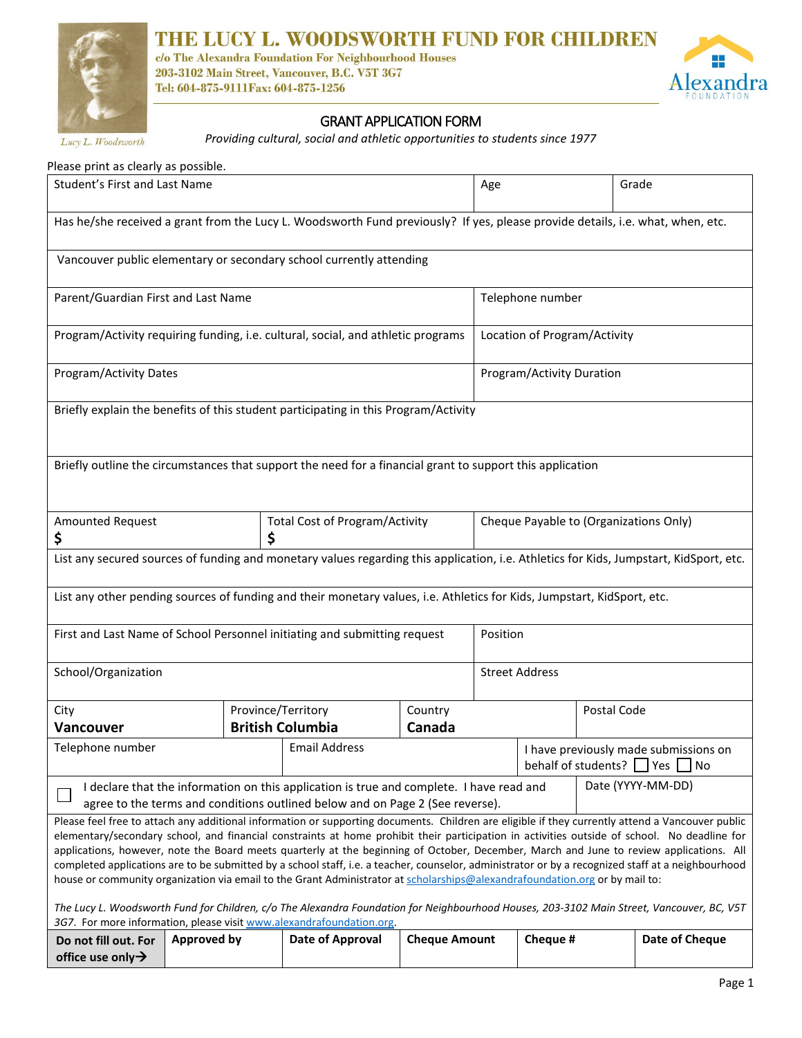# THE LUCY L. WOODSWORTH FUND FOR CHILDREN

c/o The Alexandra Foundation For Neighbourhood Houses
203-3102 Main Street, Vancouver, B.C. V5T 3G7
Tel: 604-875-9111Fax: 604-875-1256

Lucy L. Woodsworth

Alexandra FOUNDATION

## GRANT APPLICATION FORM

*Providing cultural, social and athletic opportunities to students since 1977*

Please print as clearly as possible.

| Student's First and Last Name | | | Age | | Grade |
|---|---|---|---|---|---|
| Has he/she received a grant from the Lucy L. Woodsworth Fund previously? If yes, please provide details, i.e. what, when, etc. | | | | | |
| Vancouver public elementary or secondary school currently attending | | | | | |
| Parent/Guardian First and Last Name | | | Telephone number | | |
| Program/Activity requiring funding, i.e. cultural, social, and athletic programs | | | Location of Program/Activity | | |
| Program/Activity Dates | | | Program/Activity Duration | | |
| Briefly explain the benefits of this student participating in this Program/Activity | | | | | |
| Briefly outline the circumstances that support the need for a financial grant to support this application | | | | | |
| Amounted Request **$** | Total Cost of Program/Activity **$** | | Cheque Payable to (Organizations Only) | | |
| List any secured sources of funding and monetary values regarding this application, i.e. Athletics for Kids, Jumpstart, KidSport, etc. | | | | | |
| List any other pending sources of funding and their monetary values, i.e. Athletics for Kids, Jumpstart, KidSport, etc. | | | | | |
| First and Last Name of School Personnel initiating and submitting request | | | Position | | |
| School/Organization | | | Street Address | | |
| City **Vancouver** | Province/Territory **British Columbia** | Country **Canada** | | Postal Code | |
| Telephone number | Email Address | | I have previously made submissions on behalf of students? ☐ Yes ☐ No | | |
| ☐ I declare that the information on this application is true and complete. I have read and agree to the terms and conditions outlined below and on Page 2 (See reverse). | | | | Date (YYYY-MM-DD) | |

Please feel free to attach any additional information or supporting documents. Children are eligible if they currently attend a Vancouver public elementary/secondary school, and financial constraints at home prohibit their participation in activities outside of school. No deadline for applications, however, note the Board meets quarterly at the beginning of October, December, March and June to review applications. All completed applications are to be submitted by a school staff, i.e. a teacher, counselor, administrator or by a recognized staff at a neighbourhood house or community organization via email to the Grant Administrator at scholarships@alexandrafoundation.org or by mail to:

*The Lucy L. Woodsworth Fund for Children, c/o The Alexandra Foundation for Neighbourhood Houses, 203-3102 Main Street, Vancouver, BC, V5T 3G7.* For more information, please visit www.alexandrafoundation.org.

| **Do not fill out. For office use only→** | **Approved by** | **Date of Approval** | **Cheque Amount** | **Cheque #** | **Date of Cheque** |
|---|---|---|---|---|---|
| | | | | | |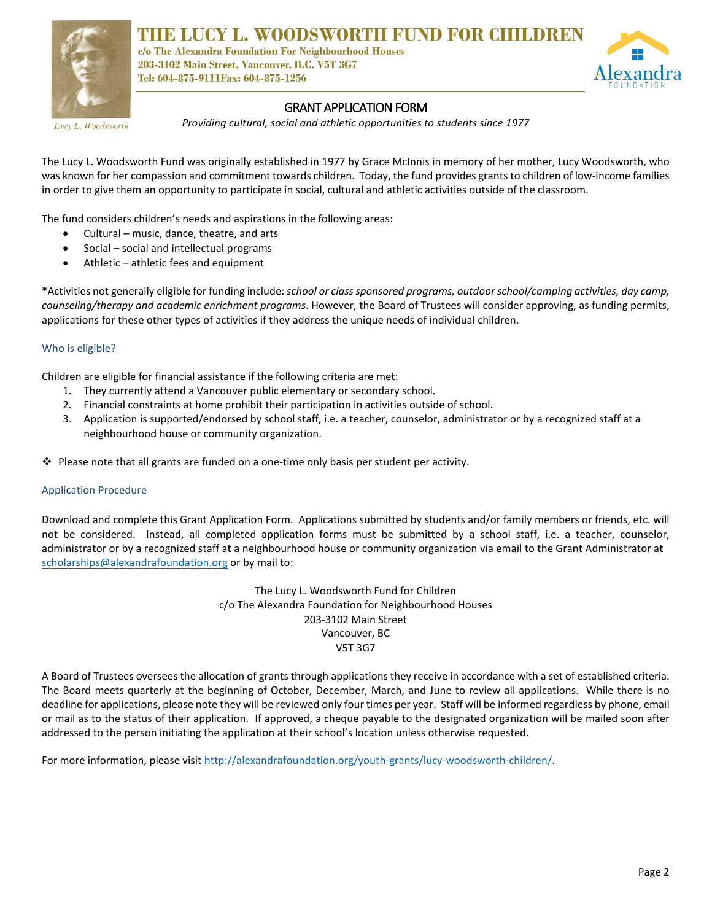# THE LUCY L. WOODSWORTH FUND FOR CHILDREN

c/o The Alexandra Foundation For Neighbourhood Houses
203-3102 Main Street, Vancouver, B.C. V5T 3G7
Tel: 604-875-9111Fax: 604-875-1256

Lucy L. Woodsworth

Alexandra FOUNDATION

## GRANT APPLICATION FORM

*Providing cultural, social and athletic opportunities to students since 1977*

The Lucy L. Woodsworth Fund was originally established in 1977 by Grace McInnis in memory of her mother, Lucy Woodsworth, who was known for her compassion and commitment towards children. Today, the fund provides grants to children of low-income families in order to give them an opportunity to participate in social, cultural and athletic activities outside of the classroom.

The fund considers children's needs and aspirations in the following areas:

- Cultural – music, dance, theatre, and arts
- Social – social and intellectual programs
- Athletic – athletic fees and equipment

*Activities not generally eligible for funding include: *school or class sponsored programs, outdoor school/camping activities, day camp, counseling/therapy and academic enrichment programs*. However, the Board of Trustees will consider approving, as funding permits, applications for these other types of activities if they address the unique needs of individual children.

### Who is eligible?

Children are eligible for financial assistance if the following criteria are met:

1. They currently attend a Vancouver public elementary or secondary school.
2. Financial constraints at home prohibit their participation in activities outside of school.
3. Application is supported/endorsed by school staff, i.e. a teacher, counselor, administrator or by a recognized staff at a neighbourhood house or community organization.

❖ Please note that all grants are funded on a one-time only basis per student per activity.

### Application Procedure

Download and complete this Grant Application Form. Applications submitted by students and/or family members or friends, etc. will not be considered. Instead, all completed application forms must be submitted by a school staff, i.e. a teacher, counselor, administrator or by a recognized staff at a neighbourhood house or community organization via email to the Grant Administrator at scholarships@alexandrafoundation.org or by mail to:

The Lucy L. Woodsworth Fund for Children
c/o The Alexandra Foundation for Neighbourhood Houses
203-3102 Main Street
Vancouver, BC
V5T 3G7

A Board of Trustees oversees the allocation of grants through applications they receive in accordance with a set of established criteria. The Board meets quarterly at the beginning of October, December, March, and June to review all applications. While there is no deadline for applications, please note they will be reviewed only four times per year. Staff will be informed regardless by phone, email or mail as to the status of their application. If approved, a cheque payable to the designated organization will be mailed soon after addressed to the person initiating the application at their school's location unless otherwise requested.

For more information, please visit http://alexandrafoundation.org/youth-grants/lucy-woodsworth-children/.